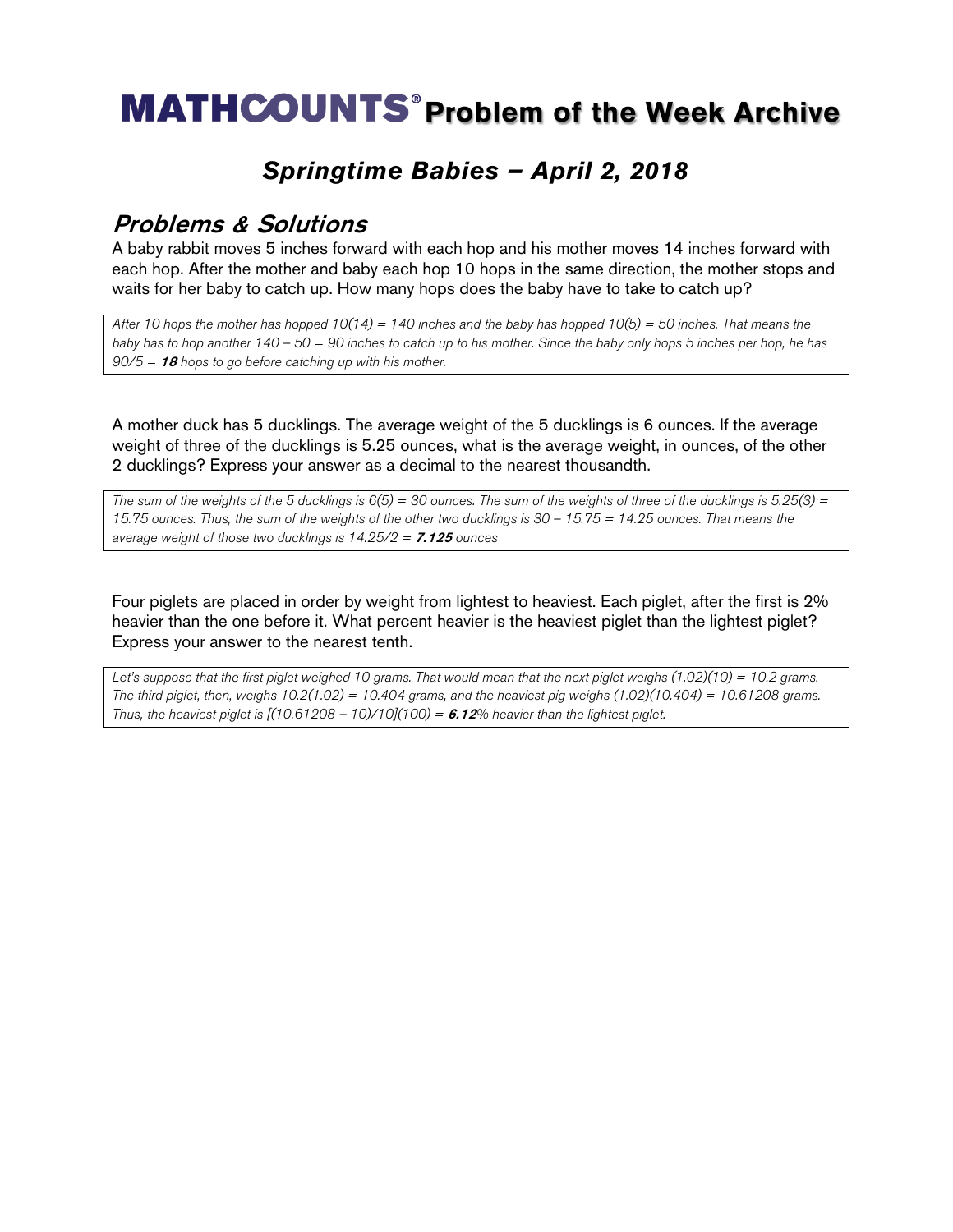# MATHCOUNTS® Problem of the Week Archive

## *Springtime Babies – April 2, 2018*

### *Problems & Solutions*

A baby rabbit moves 5 inches forward with each hop and his mother moves 14 inches forward with each hop. After the mother and baby each hop 10 hops in the same direction, the mother stops and waits for her baby to catch up. How many hops does the baby have to take to catch up?

*After 10 hops the mother has hopped 10(14) = 140 inches and the baby has hopped 10(5) = 50 inches. That means the baby has to hop another 140 – 50 = 90 inches to catch up to his mother. Since the baby only hops 5 inches per hop, he has 90/5 =* ***18*** *hops to go before catching up with his mother.*

A mother duck has 5 ducklings. The average weight of the 5 ducklings is 6 ounces. If the average weight of three of the ducklings is 5.25 ounces, what is the average weight, in ounces, of the other 2 ducklings? Express your answer as a decimal to the nearest thousandth.

*The sum of the weights of the 5 ducklings is 6(5) = 30 ounces. The sum of the weights of three of the ducklings is 5.25(3) = 15.75 ounces. Thus, the sum of the weights of the other two ducklings is 30 – 15.75 = 14.25 ounces. That means the average weight of those two ducklings is 14.25/2 =* ***7.125*** *ounces*

Four piglets are placed in order by weight from lightest to heaviest. Each piglet, after the first is 2% heavier than the one before it. What percent heavier is the heaviest piglet than the lightest piglet? Express your answer to the nearest tenth.

*Let's suppose that the first piglet weighed 10 grams. That would mean that the next piglet weighs (1.02)(10) = 10.2 grams. The third piglet, then, weighs 10.2(1.02) = 10.404 grams, and the heaviest pig weighs (1.02)(10.404) = 10.61208 grams. Thus, the heaviest piglet is [(10.61208 – 10)/10](100) =* ***6.12****% heavier than the lightest piglet.*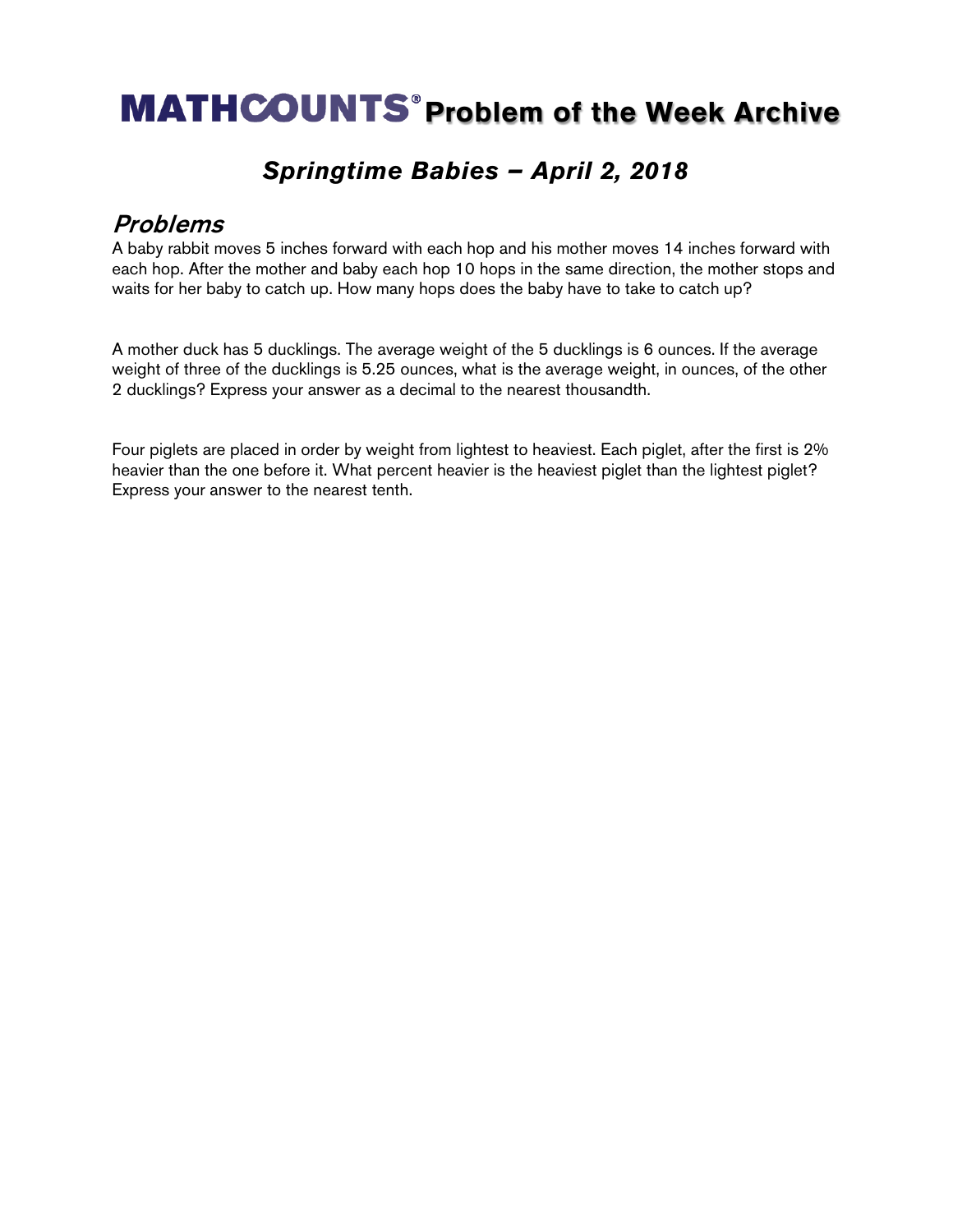# MATHCOUNTS® Problem of the Week Archive

## *Springtime Babies – April 2, 2018*

### *Problems*

A baby rabbit moves 5 inches forward with each hop and his mother moves 14 inches forward with each hop. After the mother and baby each hop 10 hops in the same direction, the mother stops and waits for her baby to catch up. How many hops does the baby have to take to catch up?

A mother duck has 5 ducklings. The average weight of the 5 ducklings is 6 ounces. If the average weight of three of the ducklings is 5.25 ounces, what is the average weight, in ounces, of the other 2 ducklings? Express your answer as a decimal to the nearest thousandth.

Four piglets are placed in order by weight from lightest to heaviest. Each piglet, after the first is 2% heavier than the one before it. What percent heavier is the heaviest piglet than the lightest piglet? Express your answer to the nearest tenth.